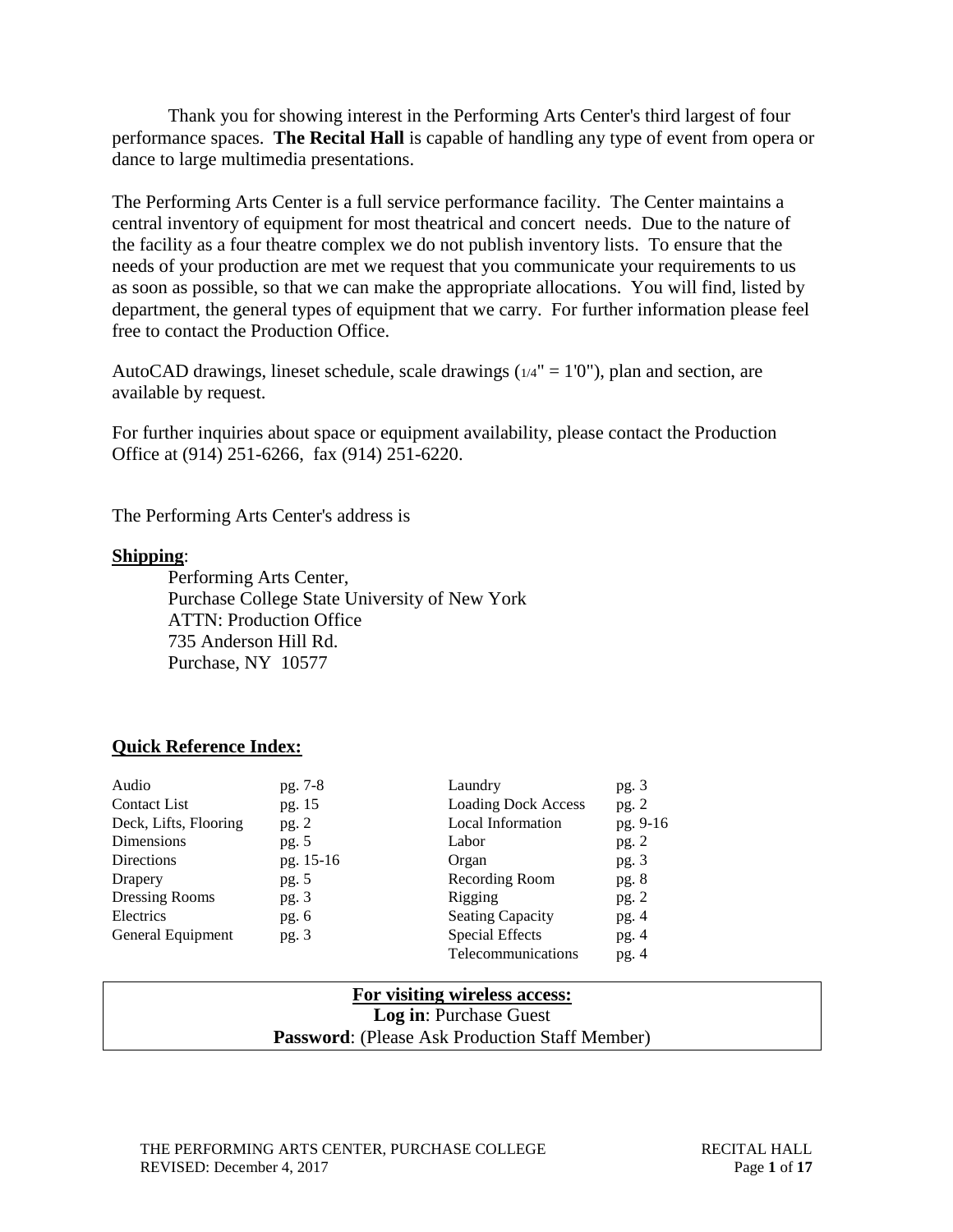Thank you for showing interest in the Performing Arts Center's third largest of four performance spaces. **The Recital Hall** is capable of handling any type of event from opera or dance to large multimedia presentations.

The Performing Arts Center is a full service performance facility. The Center maintains a central inventory of equipment for most theatrical and concert needs. Due to the nature of the facility as a four theatre complex we do not publish inventory lists. To ensure that the needs of your production are met we request that you communicate your requirements to us as soon as possible, so that we can make the appropriate allocations. You will find, listed by department, the general types of equipment that we carry. For further information please feel free to contact the Production Office.

AutoCAD drawings, lineset schedule, scale drawings (1/4" = 1'0"), plan and section, are available by request.

For further inquiries about space or equipment availability, please contact the Production Office at (914) 251-6266, fax (914) 251-6220.

The Performing Arts Center's address is

**Shipping**:

Performing Arts Center,
Purchase College State University of New York
ATTN: Production Office
735 Anderson Hill Rd.
Purchase, NY 10577

**Quick Reference Index:**

| | | | |
|---|---|---|---|
| Audio | pg. 7-8 | Laundry | pg. 3 |
| Contact List | pg. 15 | Loading Dock Access | pg. 2 |
| Deck, Lifts, Flooring | pg. 2 | Local Information | pg. 9-16 |
| Dimensions | pg. 5 | Labor | pg. 2 |
| Directions | pg. 15-16 | Organ | pg. 3 |
| Drapery | pg. 5 | Recording Room | pg. 8 |
| Dressing Rooms | pg. 3 | Rigging | pg. 2 |
| Electrics | pg. 6 | Seating Capacity | pg. 4 |
| General Equipment | pg. 3 | Special Effects | pg. 4 |
| | | Telecommunications | pg. 4 |

**For visiting wireless access:**
**Log in**: Purchase Guest
**Password**: (Please Ask Production Staff Member)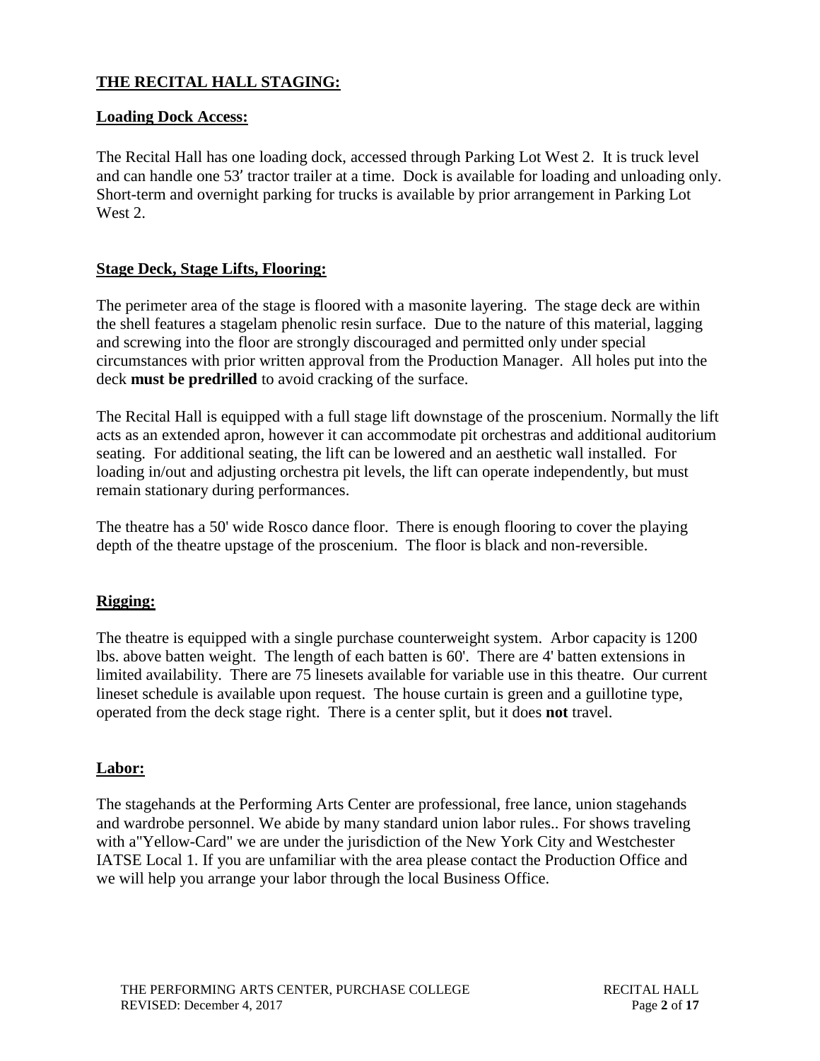## THE RECITAL HALL STAGING:

### Loading Dock Access:

The Recital Hall has one loading dock, accessed through Parking Lot West 2. It is truck level and can handle one 53′ tractor trailer at a time. Dock is available for loading and unloading only. Short-term and overnight parking for trucks is available by prior arrangement in Parking Lot West 2.

### Stage Deck, Stage Lifts, Flooring:

The perimeter area of the stage is floored with a masonite layering. The stage deck are within the shell features a stagelam phenolic resin surface. Due to the nature of this material, lagging and screwing into the floor are strongly discouraged and permitted only under special circumstances with prior written approval from the Production Manager. All holes put into the deck **must be predrilled** to avoid cracking of the surface.

The Recital Hall is equipped with a full stage lift downstage of the proscenium. Normally the lift acts as an extended apron, however it can accommodate pit orchestras and additional auditorium seating. For additional seating, the lift can be lowered and an aesthetic wall installed. For loading in/out and adjusting orchestra pit levels, the lift can operate independently, but must remain stationary during performances.

The theatre has a 50' wide Rosco dance floor. There is enough flooring to cover the playing depth of the theatre upstage of the proscenium. The floor is black and non-reversible.

### Rigging:

The theatre is equipped with a single purchase counterweight system. Arbor capacity is 1200 lbs. above batten weight. The length of each batten is 60'. There are 4' batten extensions in limited availability. There are 75 linesets available for variable use in this theatre. Our current lineset schedule is available upon request. The house curtain is green and a guillotine type, operated from the deck stage right. There is a center split, but it does **not** travel.

### Labor:

The stagehands at the Performing Arts Center are professional, free lance, union stagehands and wardrobe personnel. We abide by many standard union labor rules.. For shows traveling with a"Yellow-Card" we are under the jurisdiction of the New York City and Westchester IATSE Local 1. If you are unfamiliar with the area please contact the Production Office and we will help you arrange your labor through the local Business Office.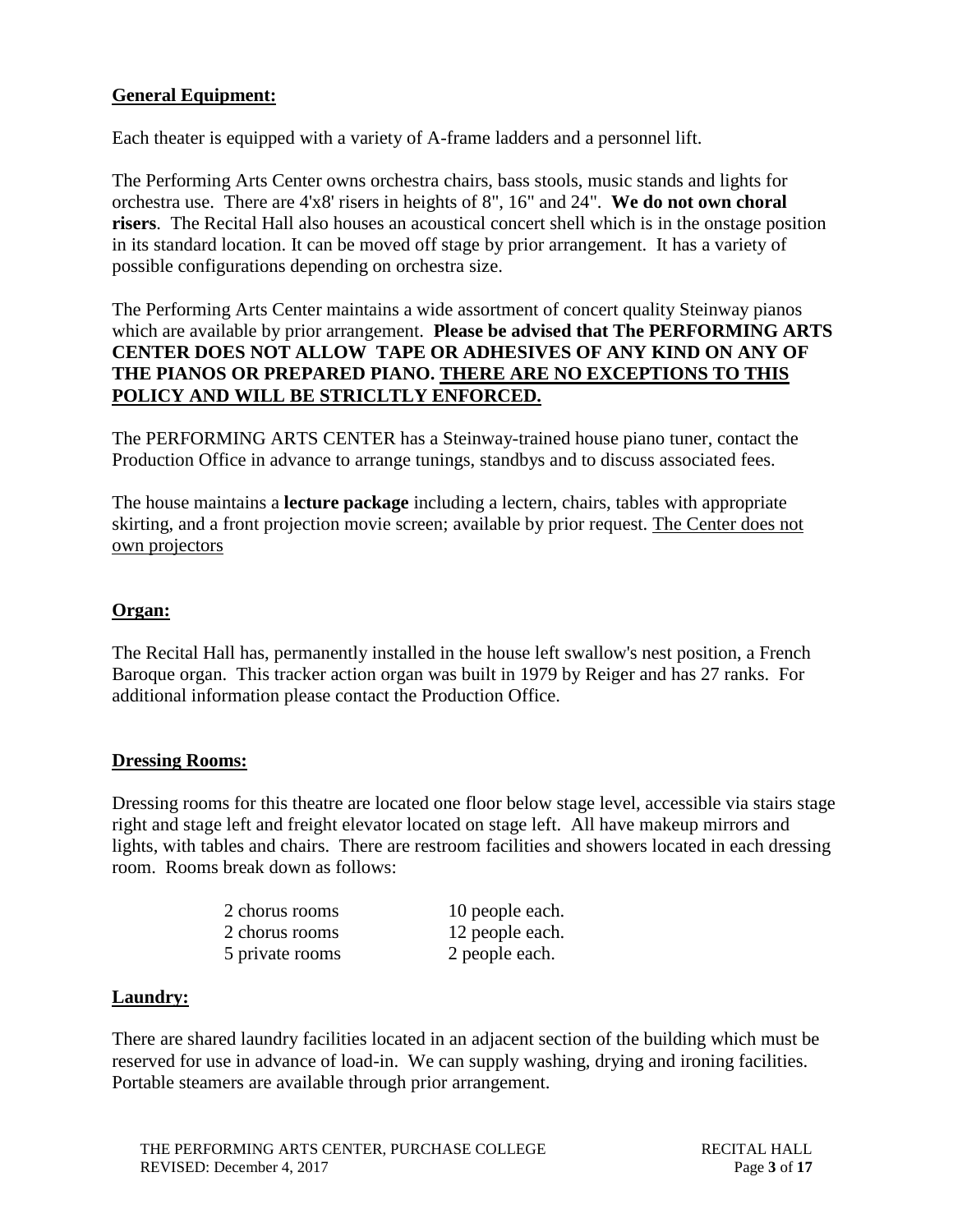## General Equipment:

Each theater is equipped with a variety of A-frame ladders and a personnel lift.

The Performing Arts Center owns orchestra chairs, bass stools, music stands and lights for orchestra use. There are 4'x8' risers in heights of 8", 16" and 24". **We do not own choral risers**. The Recital Hall also houses an acoustical concert shell which is in the onstage position in its standard location. It can be moved off stage by prior arrangement. It has a variety of possible configurations depending on orchestra size.

The Performing Arts Center maintains a wide assortment of concert quality Steinway pianos which are available by prior arrangement. **Please be advised that The PERFORMING ARTS CENTER DOES NOT ALLOW TAPE OR ADHESIVES OF ANY KIND ON ANY OF THE PIANOS OR PREPARED PIANO. <u>THERE ARE NO EXCEPTIONS TO THIS POLICY AND WILL BE STRICLTLY ENFORCED.</u>**

The PERFORMING ARTS CENTER has a Steinway-trained house piano tuner, contact the Production Office in advance to arrange tunings, standbys and to discuss associated fees.

The house maintains a **lecture package** including a lectern, chairs, tables with appropriate skirting, and a front projection movie screen; available by prior request. <u>The Center does not own projectors</u>

## Organ:

The Recital Hall has, permanently installed in the house left swallow's nest position, a French Baroque organ. This tracker action organ was built in 1979 by Reiger and has 27 ranks. For additional information please contact the Production Office.

## Dressing Rooms:

Dressing rooms for this theatre are located one floor below stage level, accessible via stairs stage right and stage left and freight elevator located on stage left. All have makeup mirrors and lights, with tables and chairs. There are restroom facilities and showers located in each dressing room. Rooms break down as follows:

| | |
|---|---|
| 2 chorus rooms | 10 people each. |
| 2 chorus rooms | 12 people each. |
| 5 private rooms | 2 people each. |

## Laundry:

There are shared laundry facilities located in an adjacent section of the building which must be reserved for use in advance of load-in. We can supply washing, drying and ironing facilities. Portable steamers are available through prior arrangement.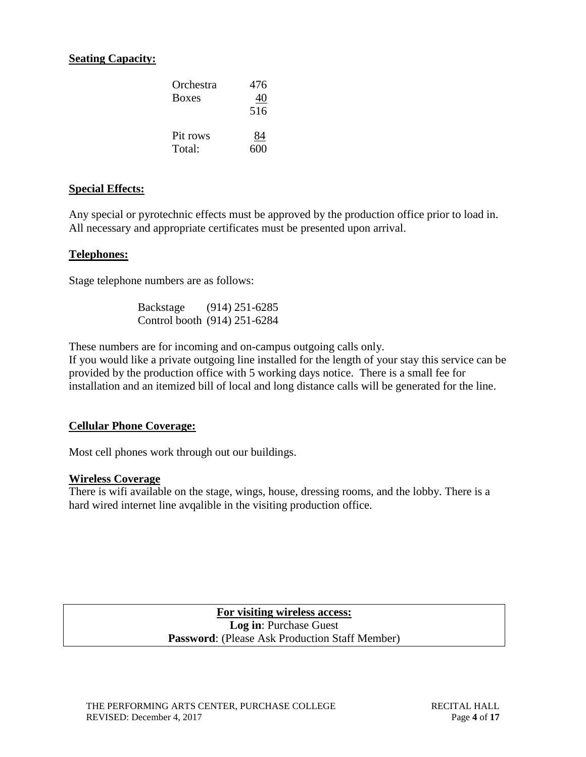**Seating Capacity:**

| | |
|---|---|
| Orchestra | 476 |
| Boxes | 40 |
| | 516 |
| Pit rows | 84 |
| Total: | 600 |

**Special Effects:**

Any special or pyrotechnic effects must be approved by the production office prior to load in. All necessary and appropriate certificates must be presented upon arrival.

**Telephones:**

Stage telephone numbers are as follows:

| | |
|---|---|
| Backstage | (914) 251-6285 |
| Control booth | (914) 251-6284 |

These numbers are for incoming and on-campus outgoing calls only.
If you would like a private outgoing line installed for the length of your stay this service can be provided by the production office with 5 working days notice. There is a small fee for installation and an itemized bill of local and long distance calls will be generated for the line.

**Cellular Phone Coverage:**

Most cell phones work through out our buildings.

**Wireless Coverage**

There is wifi available on the stage, wings, house, dressing rooms, and the lobby. There is a hard wired internet line avqalible in the visiting production office.

| **For visiting wireless access:** |
|---|
| **Log in**: Purchase Guest |
| **Password**: (Please Ask Production Staff Member) |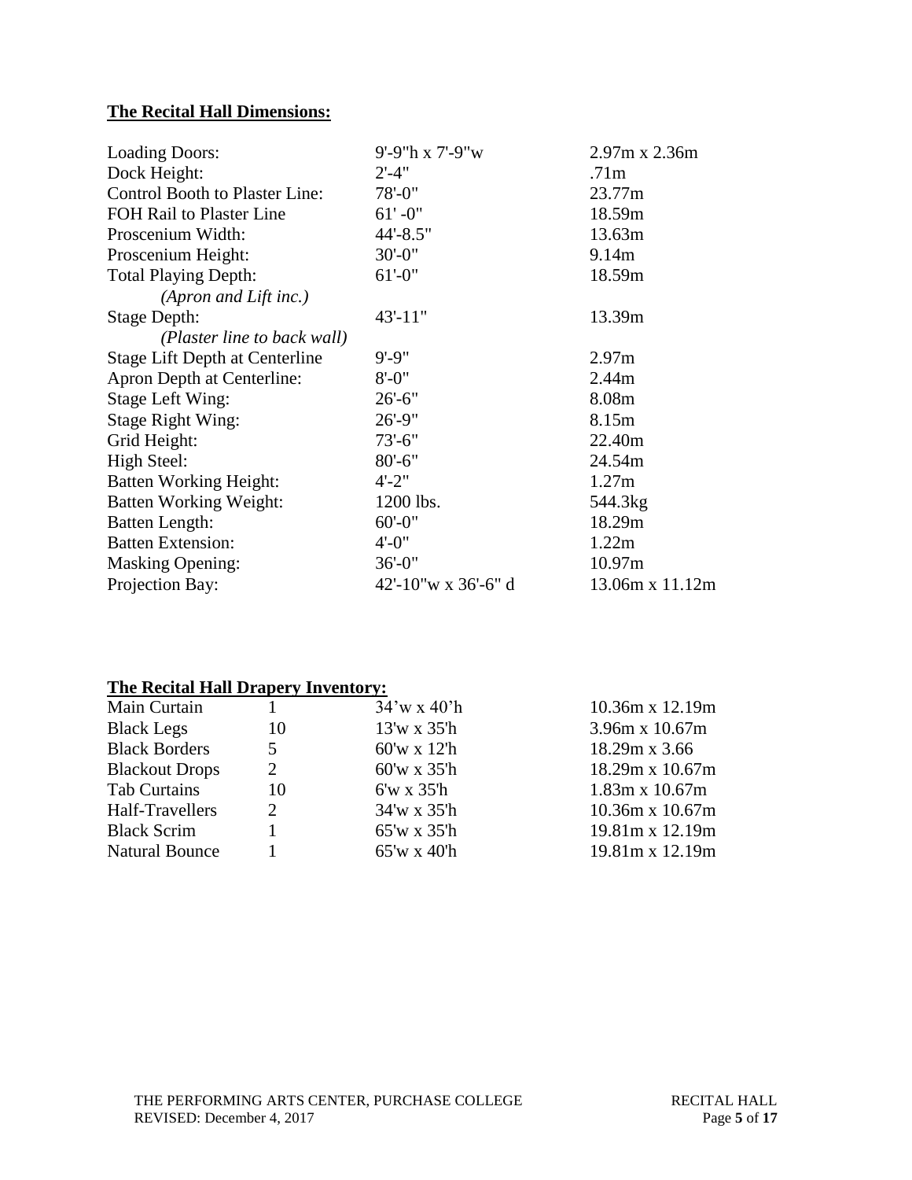## The Recital Hall Dimensions:

| | | |
|---|---|---|
| Loading Doors: | 9'-9"h x 7'-9"w | 2.97m x 2.36m |
| Dock Height: | 2'-4" | .71m |
| Control Booth to Plaster Line: | 78'-0" | 23.77m |
| FOH Rail to Plaster Line | 61' -0" | 18.59m |
| Proscenium Width: | 44'-8.5" | 13.63m |
| Proscenium Height: | 30'-0" | 9.14m |
| Total Playing Depth: *(Apron and Lift inc.)* | 61'-0" | 18.59m |
| Stage Depth: *(Plaster line to back wall)* | 43'-11" | 13.39m |
| Stage Lift Depth at Centerline | 9'-9" | 2.97m |
| Apron Depth at Centerline: | 8'-0" | 2.44m |
| Stage Left Wing: | 26'-6" | 8.08m |
| Stage Right Wing: | 26'-9" | 8.15m |
| Grid Height: | 73'-6" | 22.40m |
| High Steel: | 80'-6" | 24.54m |
| Batten Working Height: | 4'-2" | 1.27m |
| Batten Working Weight: | 1200 lbs. | 544.3kg |
| Batten Length: | 60'-0" | 18.29m |
| Batten Extension: | 4'-0" | 1.22m |
| Masking Opening: | 36'-0" | 10.97m |
| Projection Bay: | 42'-10"w x 36'-6" d | 13.06m x 11.12m |

## The Recital Hall Drapery Inventory:

| | | | |
|---|---|---|---|
| Main Curtain | 1 | 34'w x 40'h | 10.36m x 12.19m |
| Black Legs | 10 | 13'w x 35'h | 3.96m x 10.67m |
| Black Borders | 5 | 60'w x 12'h | 18.29m x 3.66 |
| Blackout Drops | 2 | 60'w x 35'h | 18.29m x 10.67m |
| Tab Curtains | 10 | 6'w x 35'h | 1.83m x 10.67m |
| Half-Travellers | 2 | 34'w x 35'h | 10.36m x 10.67m |
| Black Scrim | 1 | 65'w x 35'h | 19.81m x 12.19m |
| Natural Bounce | 1 | 65'w x 40'h | 19.81m x 12.19m |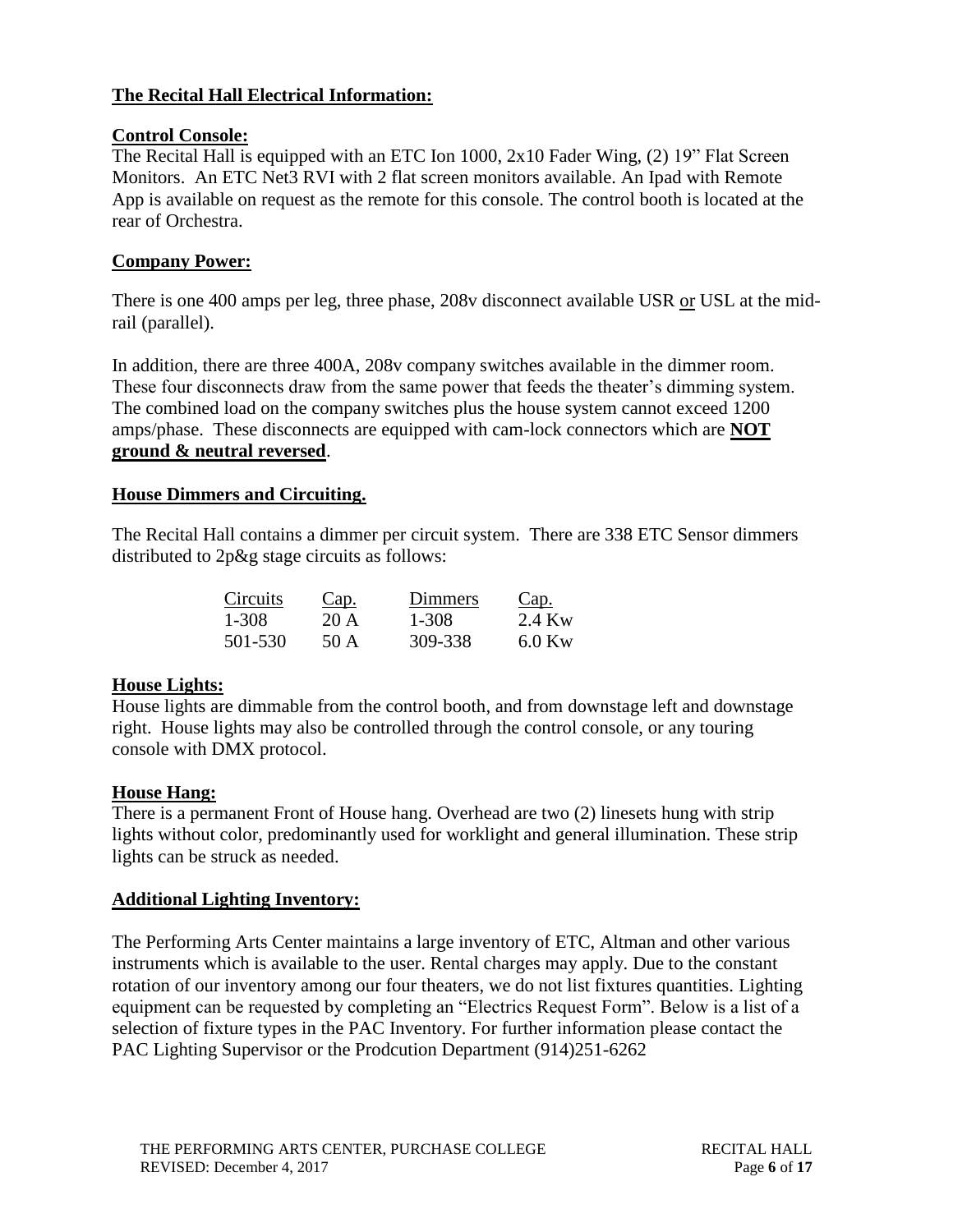## The Recital Hall Electrical Information:

### Control Console:

The Recital Hall is equipped with an ETC Ion 1000, 2x10 Fader Wing, (2) 19" Flat Screen Monitors. An ETC Net3 RVI with 2 flat screen monitors available. An Ipad with Remote App is available on request as the remote for this console. The control booth is located at the rear of Orchestra.

### Company Power:

There is one 400 amps per leg, three phase, 208v disconnect available USR or USL at the mid-rail (parallel).

In addition, there are three 400A, 208v company switches available in the dimmer room. These four disconnects draw from the same power that feeds the theater's dimming system. The combined load on the company switches plus the house system cannot exceed 1200 amps/phase. These disconnects are equipped with cam-lock connectors which are **NOT ground & neutral reversed**.

### House Dimmers and Circuiting.

The Recital Hall contains a dimmer per circuit system. There are 338 ETC Sensor dimmers distributed to 2p&g stage circuits as follows:

| Circuits | Cap. | Dimmers | Cap. |
|---|---|---|---|
| 1-308 | 20 A | 1-308 | 2.4 Kw |
| 501-530 | 50 A | 309-338 | 6.0 Kw |

### House Lights:

House lights are dimmable from the control booth, and from downstage left and downstage right. House lights may also be controlled through the control console, or any touring console with DMX protocol.

### House Hang:

There is a permanent Front of House hang. Overhead are two (2) linesets hung with strip lights without color, predominantly used for worklight and general illumination. These strip lights can be struck as needed.

### Additional Lighting Inventory:

The Performing Arts Center maintains a large inventory of ETC, Altman and other various instruments which is available to the user. Rental charges may apply. Due to the constant rotation of our inventory among our four theaters, we do not list fixtures quantities. Lighting equipment can be requested by completing an "Electrics Request Form". Below is a list of a selection of fixture types in the PAC Inventory. For further information please contact the PAC Lighting Supervisor or the Prodcution Department (914)251-6262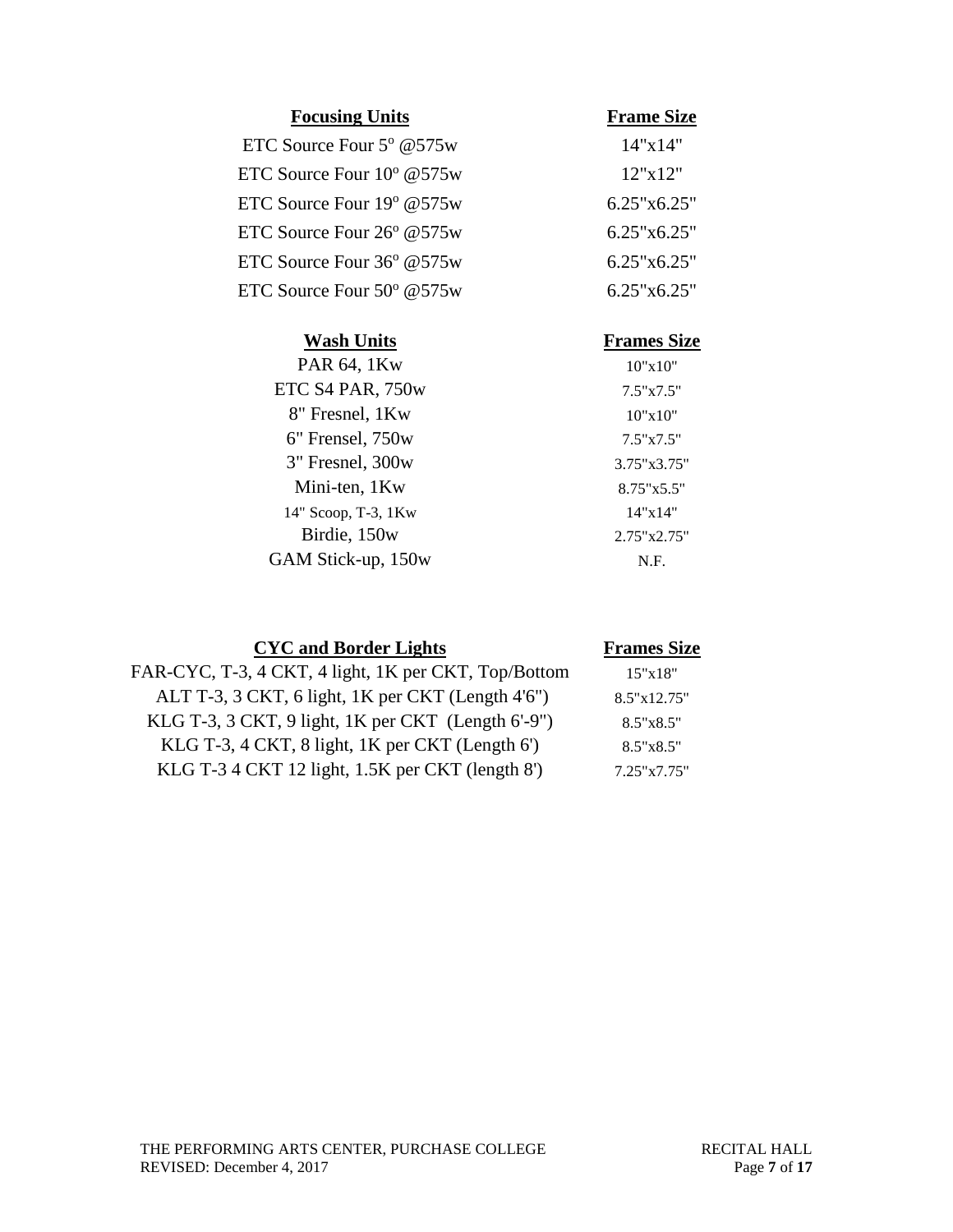| Focusing Units | Frame Size |
|---|---|
| ETC Source Four 5º @575w | 14"x14" |
| ETC Source Four 10º @575w | 12"x12" |
| ETC Source Four 19º @575w | 6.25"x6.25" |
| ETC Source Four 26º @575w | 6.25"x6.25" |
| ETC Source Four 36º @575w | 6.25"x6.25" |
| ETC Source Four 50º @575w | 6.25"x6.25" |

| Wash Units | Frames Size |
|---|---|
| PAR 64, 1Kw | 10"x10" |
| ETC S4 PAR, 750w | 7.5"x7.5" |
| 8" Fresnel, 1Kw | 10"x10" |
| 6" Frensel, 750w | 7.5"x7.5" |
| 3" Fresnel, 300w | 3.75"x3.75" |
| Mini-ten, 1Kw | 8.75"x5.5" |
| 14" Scoop, T-3, 1Kw | 14"x14" |
| Birdie, 150w | 2.75"x2.75" |
| GAM Stick-up, 150w | N.F. |

| CYC and Border Lights | Frames Size |
|---|---|
| FAR-CYC, T-3, 4 CKT, 4 light, 1K per CKT, Top/Bottom | 15"x18" |
| ALT T-3, 3 CKT, 6 light, 1K per CKT (Length 4'6") | 8.5"x12.75" |
| KLG T-3, 3 CKT, 9 light, 1K per CKT (Length 6'-9") | 8.5"x8.5" |
| KLG T-3, 4 CKT, 8 light, 1K per CKT (Length 6') | 8.5"x8.5" |
| KLG T-3 4 CKT 12 light, 1.5K per CKT (length 8') | 7.25"x7.75" |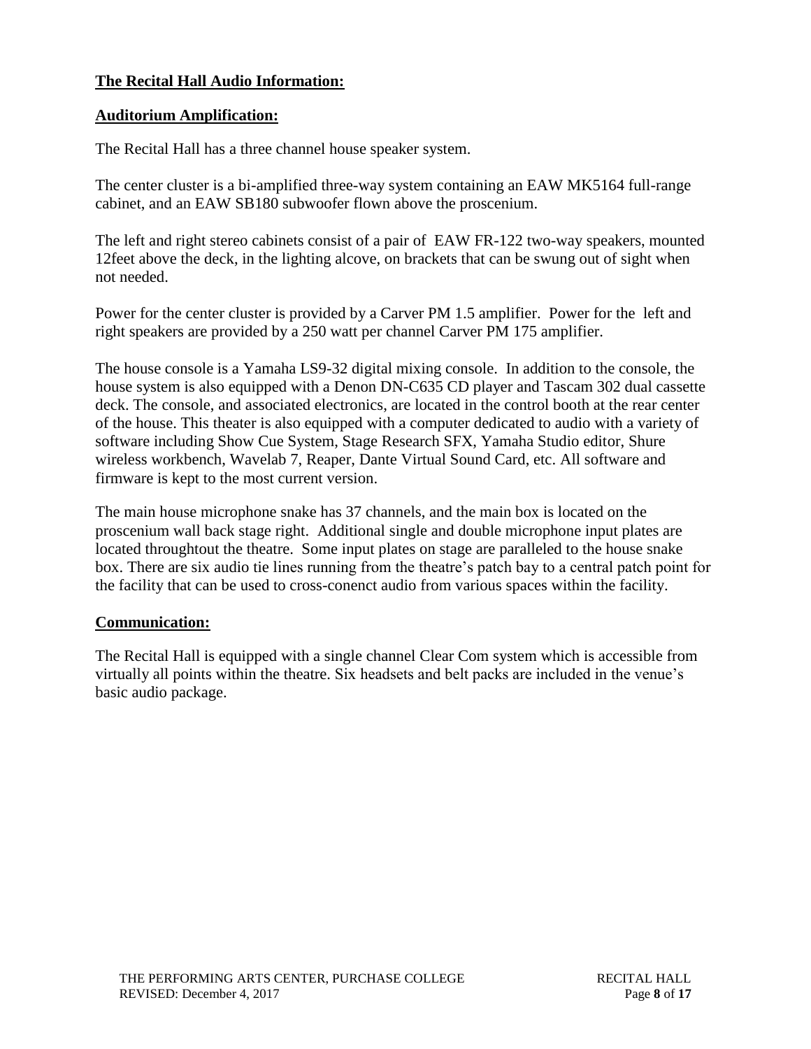## **The Recital Hall Audio Information:**

### **Auditorium Amplification:**

The Recital Hall has a three channel house speaker system.

The center cluster is a bi-amplified three-way system containing an EAW MK5164 full-range cabinet, and an EAW SB180 subwoofer flown above the proscenium.

The left and right stereo cabinets consist of a pair of EAW FR-122 two-way speakers, mounted 12feet above the deck, in the lighting alcove, on brackets that can be swung out of sight when not needed.

Power for the center cluster is provided by a Carver PM 1.5 amplifier. Power for the left and right speakers are provided by a 250 watt per channel Carver PM 175 amplifier.

The house console is a Yamaha LS9-32 digital mixing console. In addition to the console, the house system is also equipped with a Denon DN-C635 CD player and Tascam 302 dual cassette deck. The console, and associated electronics, are located in the control booth at the rear center of the house. This theater is also equipped with a computer dedicated to audio with a variety of software including Show Cue System, Stage Research SFX, Yamaha Studio editor, Shure wireless workbench, Wavelab 7, Reaper, Dante Virtual Sound Card, etc. All software and firmware is kept to the most current version.

The main house microphone snake has 37 channels, and the main box is located on the proscenium wall back stage right. Additional single and double microphone input plates are located throughtout the theatre. Some input plates on stage are paralleled to the house snake box. There are six audio tie lines running from the theatre's patch bay to a central patch point for the facility that can be used to cross-conenct audio from various spaces within the facility.

### **Communication:**

The Recital Hall is equipped with a single channel Clear Com system which is accessible from virtually all points within the theatre. Six headsets and belt packs are included in the venue's basic audio package.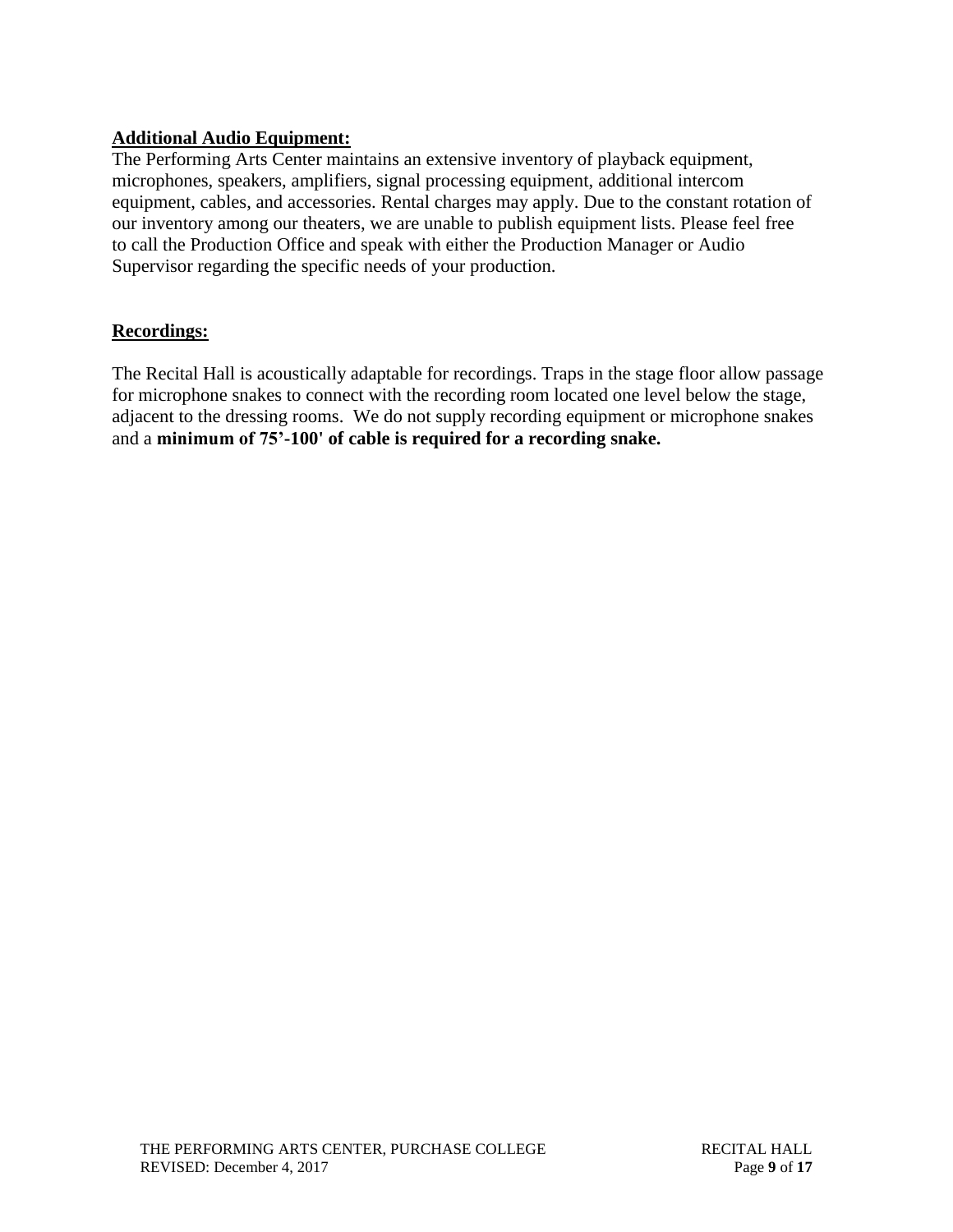**Additional Audio Equipment:**

The Performing Arts Center maintains an extensive inventory of playback equipment, microphones, speakers, amplifiers, signal processing equipment, additional intercom equipment, cables, and accessories. Rental charges may apply. Due to the constant rotation of our inventory among our theaters, we are unable to publish equipment lists. Please feel free to call the Production Office and speak with either the Production Manager or Audio Supervisor regarding the specific needs of your production.

**Recordings:**

The Recital Hall is acoustically adaptable for recordings. Traps in the stage floor allow passage for microphone snakes to connect with the recording room located one level below the stage, adjacent to the dressing rooms. We do not supply recording equipment or microphone snakes and a **minimum of 75'-100' of cable is required for a recording snake.**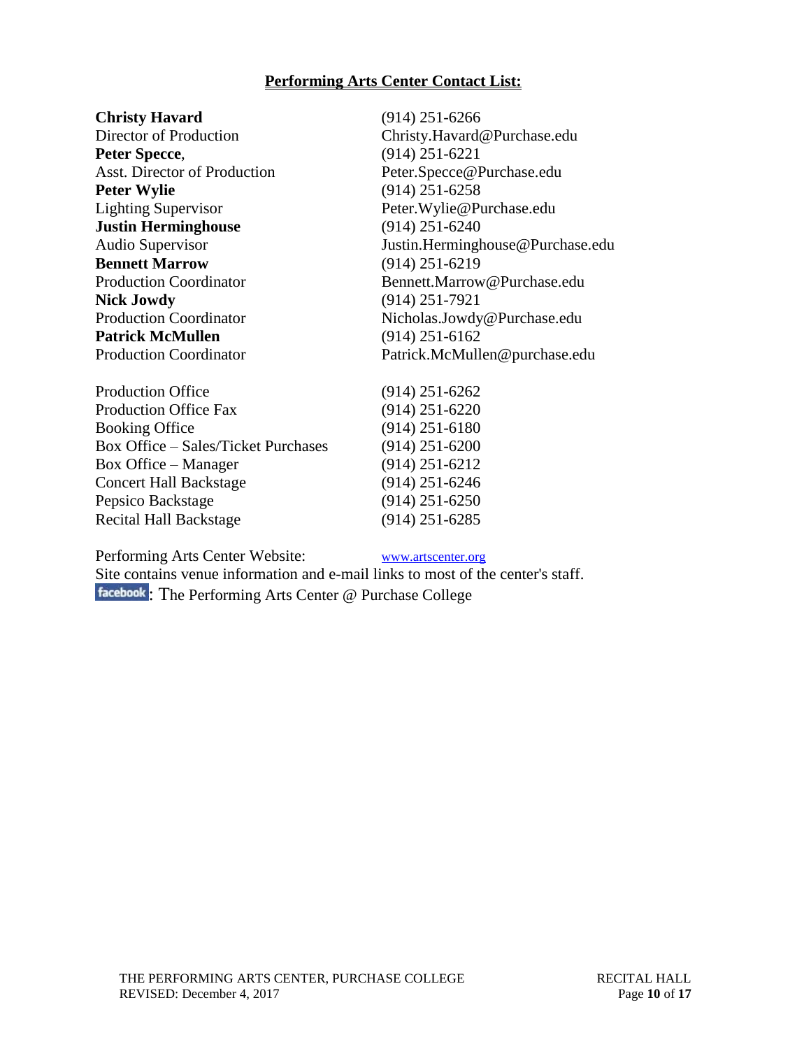## Performing Arts Center Contact List:

**Christy Havard** — (914) 251-6266
Director of Production — Christy.Havard@Purchase.edu

**Peter Specce**, — (914) 251-6221
Asst. Director of Production — Peter.Specce@Purchase.edu

**Peter Wylie** — (914) 251-6258
Lighting Supervisor — Peter.Wylie@Purchase.edu

**Justin Herminghouse** — (914) 251-6240
Audio Supervisor — Justin.Herminghouse@Purchase.edu

**Bennett Marrow** — (914) 251-6219
Production Coordinator — Bennett.Marrow@Purchase.edu

**Nick Jowdy** — (914) 251-7921
Production Coordinator — Nicholas.Jowdy@Purchase.edu

**Patrick McMullen** — (914) 251-6162
Production Coordinator — Patrick.McMullen@purchase.edu

| | |
|---|---|
| Production Office | (914) 251-6262 |
| Production Office Fax | (914) 251-6220 |
| Booking Office | (914) 251-6180 |
| Box Office – Sales/Ticket Purchases | (914) 251-6200 |
| Box Office – Manager | (914) 251-6212 |
| Concert Hall Backstage | (914) 251-6246 |
| Pepsico Backstage | (914) 251-6250 |
| Recital Hall Backstage | (914) 251-6285 |

Performing Arts Center Website: www.artscenter.org
Site contains venue information and e-mail links to most of the center's staff.
facebook: The Performing Arts Center @ Purchase College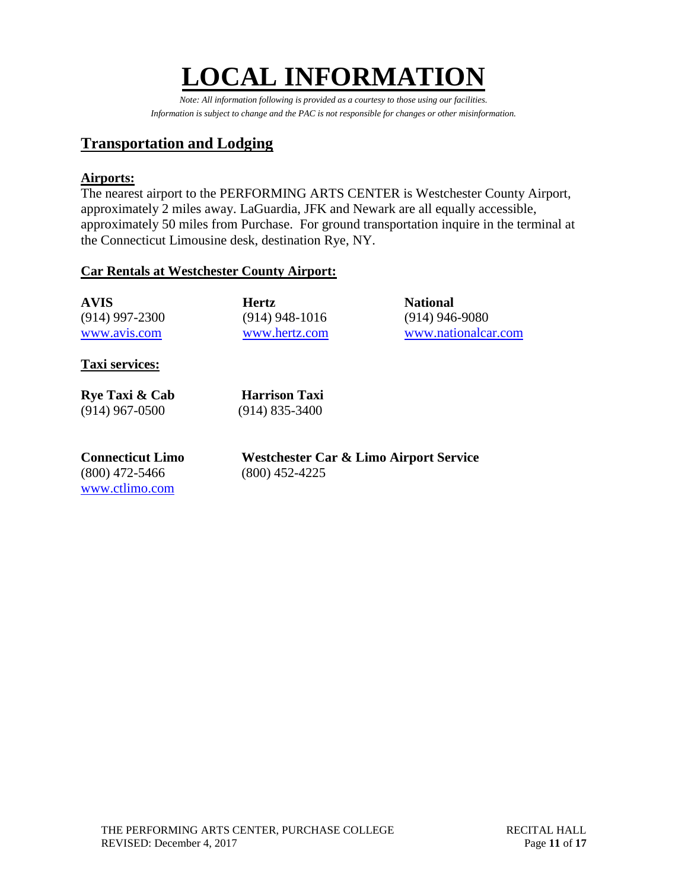# LOCAL INFORMATION

*Note: All information following is provided as a courtesy to those using our facilities.*
*Information is subject to change and the PAC is not responsible for changes or other misinformation.*

## Transportation and Lodging

### Airports:

The nearest airport to the PERFORMING ARTS CENTER is Westchester County Airport, approximately 2 miles away. LaGuardia, JFK and Newark are all equally accessible, approximately 50 miles from Purchase. For ground transportation inquire in the terminal at the Connecticut Limousine desk, destination Rye, NY.

### Car Rentals at Westchester County Airport:

**AVIS**
(914) 997-2300
www.avis.com

**Hertz**
(914) 948-1016
www.hertz.com

**National**
(914) 946-9080
www.nationalcar.com

### Taxi services:

**Rye Taxi & Cab**
(914) 967-0500

**Harrison Taxi**
(914) 835-3400

**Connecticut Limo**
(800) 472-5466
www.ctlimo.com

**Westchester Car & Limo Airport Service**
(800) 452-4225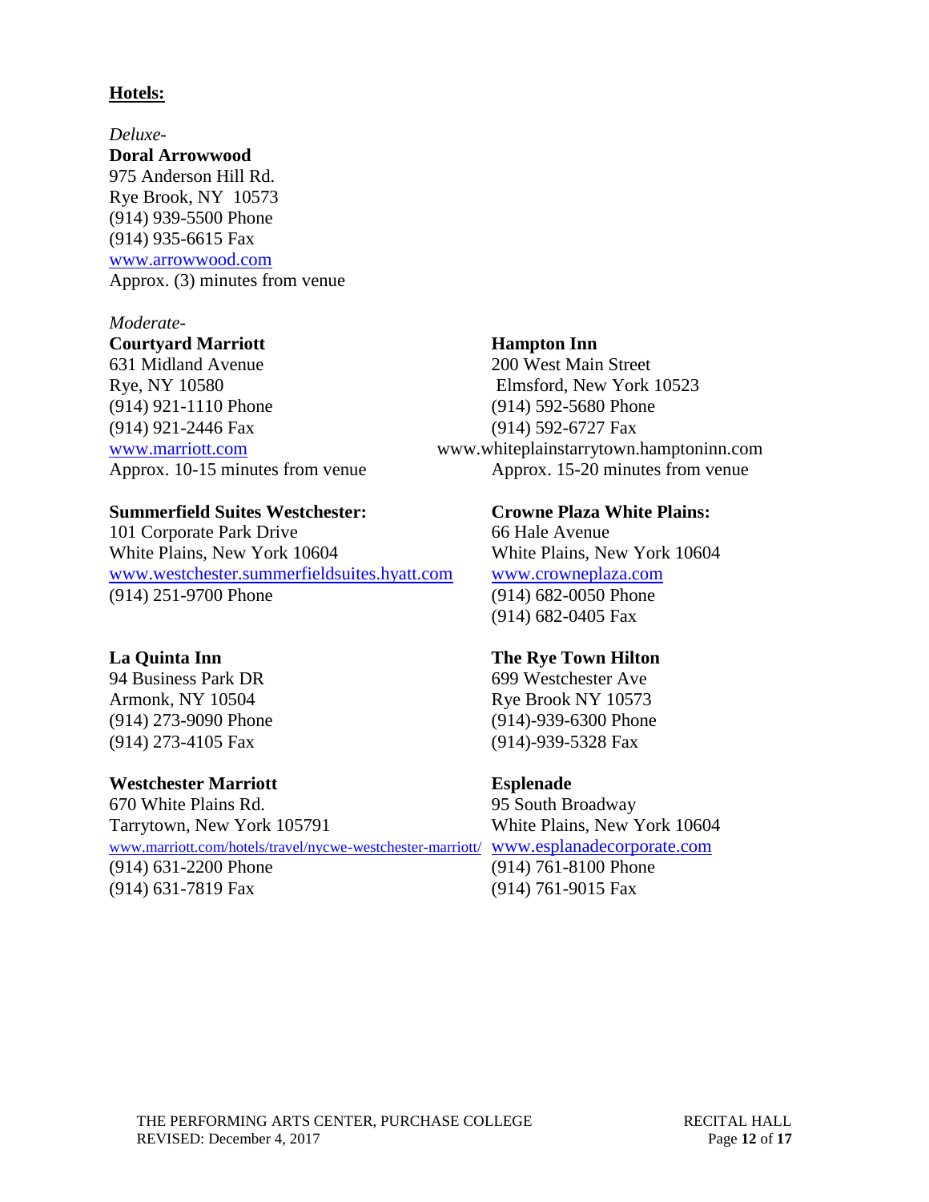**Hotels:**

*Deluxe-*

**Doral Arrowwood**
975 Anderson Hill Rd.
Rye Brook, NY 10573
(914) 939-5500 Phone
(914) 935-6615 Fax
www.arrowwood.com
Approx. (3) minutes from venue

*Moderate-*

**Courtyard Marriott**
631 Midland Avenue
Rye, NY 10580
(914) 921-1110 Phone
(914) 921-2446 Fax
www.marriott.com
Approx. 10-15 minutes from venue

**Hampton Inn**
200 West Main Street
Elmsford, New York 10523
(914) 592-5680 Phone
(914) 592-6727 Fax
www.whiteplainstarrytown.hamptoninn.com
Approx. 15-20 minutes from venue

**Summerfield Suites Westchester:**
101 Corporate Park Drive
White Plains, New York 10604
www.westchester.summerfieldsuites.hyatt.com
(914) 251-9700 Phone

**Crowne Plaza White Plains:**
66 Hale Avenue
White Plains, New York 10604
www.crowneplaza.com
(914) 682-0050 Phone
(914) 682-0405 Fax

**La Quinta Inn**
94 Business Park DR
Armonk, NY 10504
(914) 273-9090 Phone
(914) 273-4105 Fax

**The Rye Town Hilton**
699 Westchester Ave
Rye Brook NY 10573
(914)-939-6300 Phone
(914)-939-5328 Fax

**Westchester Marriott**
670 White Plains Rd.
Tarrytown, New York 105791
www.marriott.com/hotels/travel/nycwe-westchester-marriott/
(914) 631-2200 Phone
(914) 631-7819 Fax

**Esplenade**
95 South Broadway
White Plains, New York 10604
www.esplanadecorporate.com
(914) 761-8100 Phone
(914) 761-9015 Fax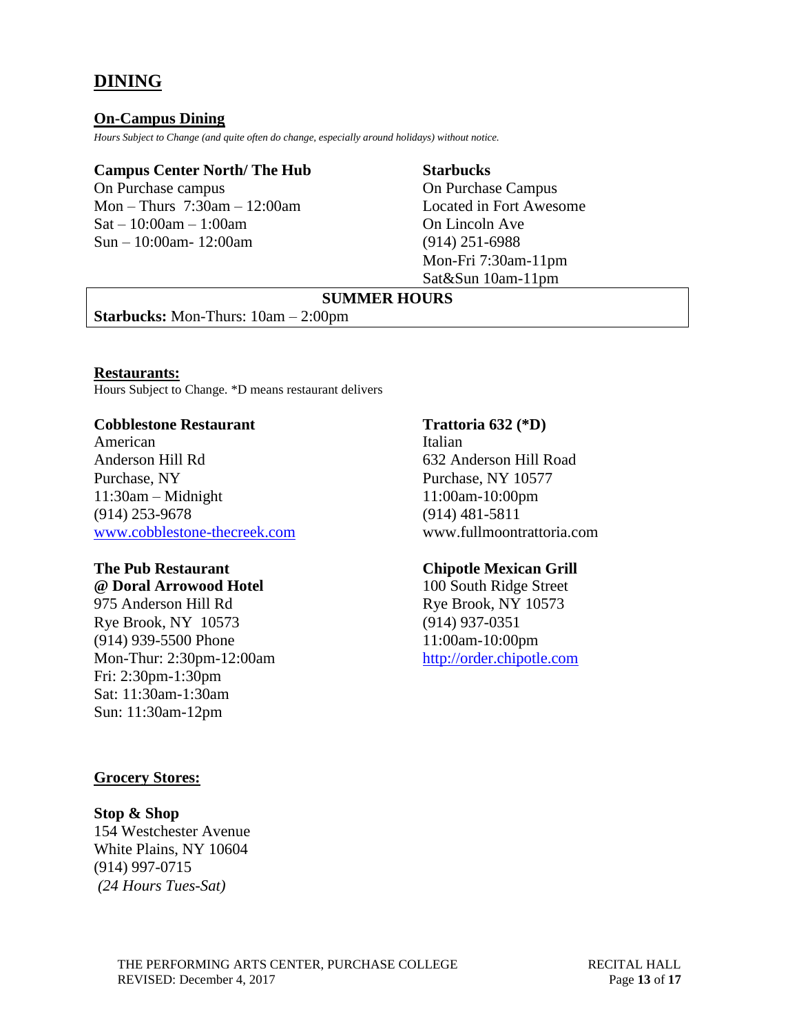# DINING

## On-Campus Dining

*Hours Subject to Change (and quite often do change, especially around holidays) without notice.*

**Campus Center North/ The Hub**
On Purchase campus
Mon – Thurs 7:30am – 12:00am
Sat – 10:00am – 1:00am
Sun – 10:00am- 12:00am

**Starbucks**
On Purchase Campus
Located in Fort Awesome
On Lincoln Ave
(914) 251-6988
Mon-Fri 7:30am-11pm
Sat&Sun 10am-11pm

**SUMMER HOURS**

**Starbucks:** Mon-Thurs: 10am – 2:00pm

## Restaurants:

Hours Subject to Change. *D means restaurant delivers

**Cobblestone Restaurant**
American
Anderson Hill Rd
Purchase, NY
11:30am – Midnight
(914) 253-9678
www.cobblestone-thecreek.com

**The Pub Restaurant**
**@ Doral Arrowood Hotel**
975 Anderson Hill Rd
Rye Brook, NY 10573
(914) 939-5500 Phone
Mon-Thur: 2:30pm-12:00am
Fri: 2:30pm-1:30pm
Sat: 11:30am-1:30am
Sun: 11:30am-12pm

**Trattoria 632 (*D)**
Italian
632 Anderson Hill Road
Purchase, NY 10577
11:00am-10:00pm
(914) 481-5811
www.fullmoontrattoria.com

**Chipotle Mexican Grill**
100 South Ridge Street
Rye Brook, NY 10573
(914) 937-0351
11:00am-10:00pm
http://order.chipotle.com

## Grocery Stores:

**Stop & Shop**
154 Westchester Avenue
White Plains, NY 10604
(914) 997-0715
*(24 Hours Tues-Sat)*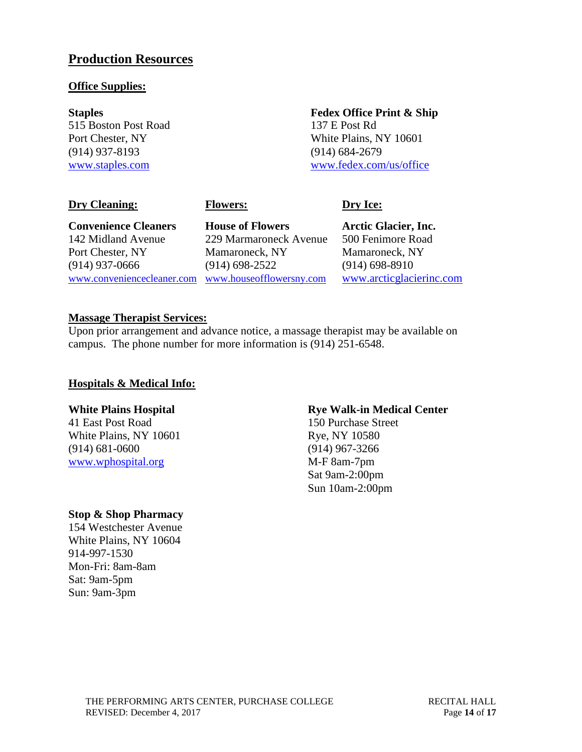## Production Resources

### Office Supplies:

**Staples**
515 Boston Post Road
Port Chester, NY
(914) 937-8193
www.staples.com

**Fedex Office Print & Ship**
137 E Post Rd
White Plains, NY 10601
(914) 684-2679
www.fedex.com/us/office

### Dry Cleaning:

**Convenience Cleaners**
142 Midland Avenue
Port Chester, NY
(914) 937-0666
www.conveniencecleaner.com

### Flowers:

**House of Flowers**
229 Marmaroneck Avenue
Mamaroneck, NY
(914) 698-2522
www.houseofflowersny.com

### Dry Ice:

**Arctic Glacier, Inc.**
500 Fenimore Road
Mamaroneck, NY
(914) 698-8910
www.arcticglacierinc.com

### Massage Therapist Services:

Upon prior arrangement and advance notice, a massage therapist may be available on campus. The phone number for more information is (914) 251-6548.

### Hospitals & Medical Info:

**White Plains Hospital**
41 East Post Road
White Plains, NY 10601
(914) 681-0600
www.wphospital.org

**Rye Walk-in Medical Center**
150 Purchase Street
Rye, NY 10580
(914) 967-3266
M-F 8am-7pm
Sat 9am-2:00pm
Sun 10am-2:00pm

**Stop & Shop Pharmacy**
154 Westchester Avenue
White Plains, NY 10604
914-997-1530
Mon-Fri: 8am-8am
Sat: 9am-5pm
Sun: 9am-3pm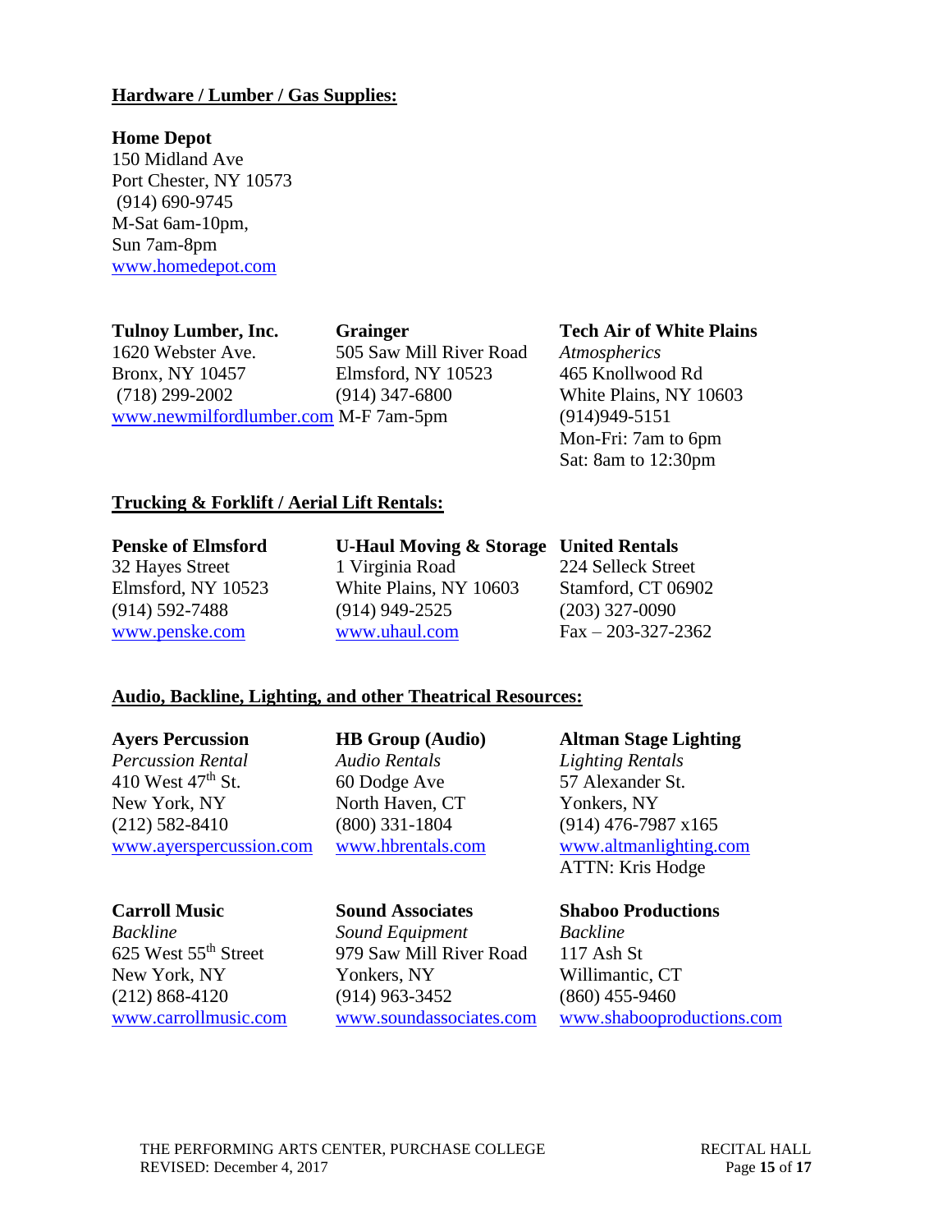## Hardware / Lumber / Gas Supplies:

**Home Depot**
150 Midland Ave
Port Chester, NY 10573
(914) 690-9745
M-Sat 6am-10pm,
Sun 7am-8pm
www.homedepot.com

**Tulnoy Lumber, Inc.**
1620 Webster Ave.
Bronx, NY 10457
(718) 299-2002
www.newmilfordlumber.com

**Grainger**
505 Saw Mill River Road
Elmsford, NY 10523
(914) 347-6800
M-F 7am-5pm

**Tech Air of White Plains**
*Atmospherics*
465 Knollwood Rd
White Plains, NY 10603
(914)949-5151
Mon-Fri: 7am to 6pm
Sat: 8am to 12:30pm

## Trucking & Forklift / Aerial Lift Rentals:

**Penske of Elmsford**
32 Hayes Street
Elmsford, NY 10523
(914) 592-7488
www.penske.com

**U-Haul Moving & Storage**
1 Virginia Road
White Plains, NY 10603
(914) 949-2525
www.uhaul.com

**United Rentals**
224 Selleck Street
Stamford, CT 06902
(203) 327-0090
Fax – 203-327-2362

## Audio, Backline, Lighting, and other Theatrical Resources:

**Ayers Percussion**
*Percussion Rental*
410 West 47th St.
New York, NY
(212) 582-8410
www.ayerspercussion.com

**HB Group (Audio)**
*Audio Rentals*
60 Dodge Ave
North Haven, CT
(800) 331-1804
www.hbrentals.com

**Altman Stage Lighting**
*Lighting Rentals*
57 Alexander St.
Yonkers, NY
(914) 476-7987 x165
www.altmanlighting.com
ATTN: Kris Hodge

**Carroll Music**
*Backline*
625 West 55th Street
New York, NY
(212) 868-4120
www.carrollmusic.com

**Sound Associates**
*Sound Equipment*
979 Saw Mill River Road
Yonkers, NY
(914) 963-3452
www.soundassociates.com

**Shaboo Productions**
*Backline*
117 Ash St
Willimantic, CT
(860) 455-9460
www.shabooproductions.com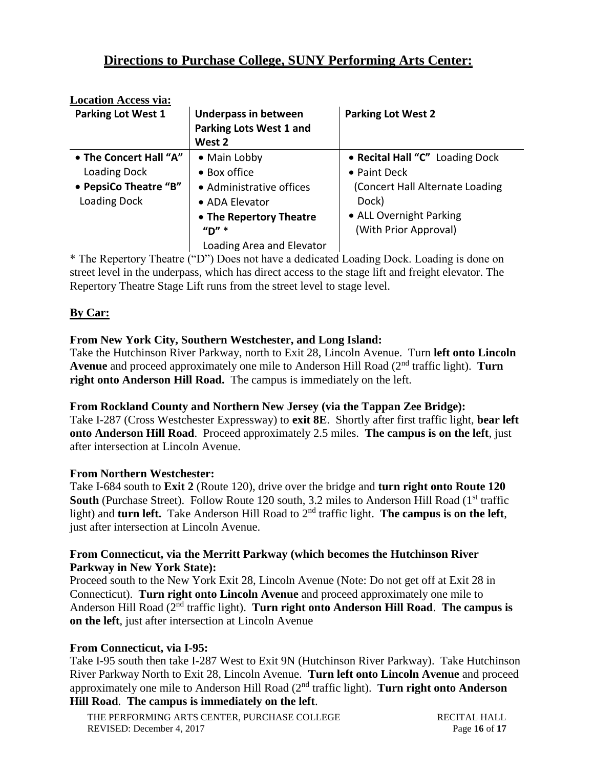# Directions to Purchase College, SUNY Performing Arts Center:

**Location Access via:**

| Parking Lot West 1 | Underpass in between Parking Lots West 1 and West 2 | Parking Lot West 2 |
|---|---|---|
| • **The Concert Hall "A"** Loading Dock<br>• **PepsiCo Theatre "B"** Loading Dock | • Main Lobby<br>• Box office<br>• Administrative offices<br>• ADA Elevator<br>• **The Repertory Theatre "D"** *<br>Loading Area and Elevator | • **Recital Hall "C"** Loading Dock<br>• Paint Deck<br>(Concert Hall Alternate Loading Dock)<br>• ALL Overnight Parking (With Prior Approval) |

* The Repertory Theatre ("D") Does not have a dedicated Loading Dock. Loading is done on street level in the underpass, which has direct access to the stage lift and freight elevator. The Repertory Theatre Stage Lift runs from the street level to stage level.

## By Car:

**From New York City, Southern Westchester, and Long Island:**

Take the Hutchinson River Parkway, north to Exit 28, Lincoln Avenue. Turn **left onto Lincoln Avenue** and proceed approximately one mile to Anderson Hill Road (2nd traffic light). **Turn right onto Anderson Hill Road.** The campus is immediately on the left.

**From Rockland County and Northern New Jersey (via the Tappan Zee Bridge):**

Take I-287 (Cross Westchester Expressway) to **exit 8E**. Shortly after first traffic light, **bear left onto Anderson Hill Road**. Proceed approximately 2.5 miles. **The campus is on the left**, just after intersection at Lincoln Avenue.

**From Northern Westchester:**

Take I-684 south to **Exit 2** (Route 120), drive over the bridge and **turn right onto Route 120 South** (Purchase Street). Follow Route 120 south, 3.2 miles to Anderson Hill Road (1st traffic light) and **turn left.** Take Anderson Hill Road to 2nd traffic light. **The campus is on the left**, just after intersection at Lincoln Avenue.

**From Connecticut, via the Merritt Parkway (which becomes the Hutchinson River Parkway in New York State):**

Proceed south to the New York Exit 28, Lincoln Avenue (Note: Do not get off at Exit 28 in Connecticut). **Turn right onto Lincoln Avenue** and proceed approximately one mile to Anderson Hill Road (2nd traffic light). **Turn right onto Anderson Hill Road**. **The campus is on the left**, just after intersection at Lincoln Avenue

**From Connecticut, via I-95:**

Take I-95 south then take I-287 West to Exit 9N (Hutchinson River Parkway). Take Hutchinson River Parkway North to Exit 28, Lincoln Avenue. **Turn left onto Lincoln Avenue** and proceed approximately one mile to Anderson Hill Road (2nd traffic light). **Turn right onto Anderson Hill Road**. **The campus is immediately on the left**.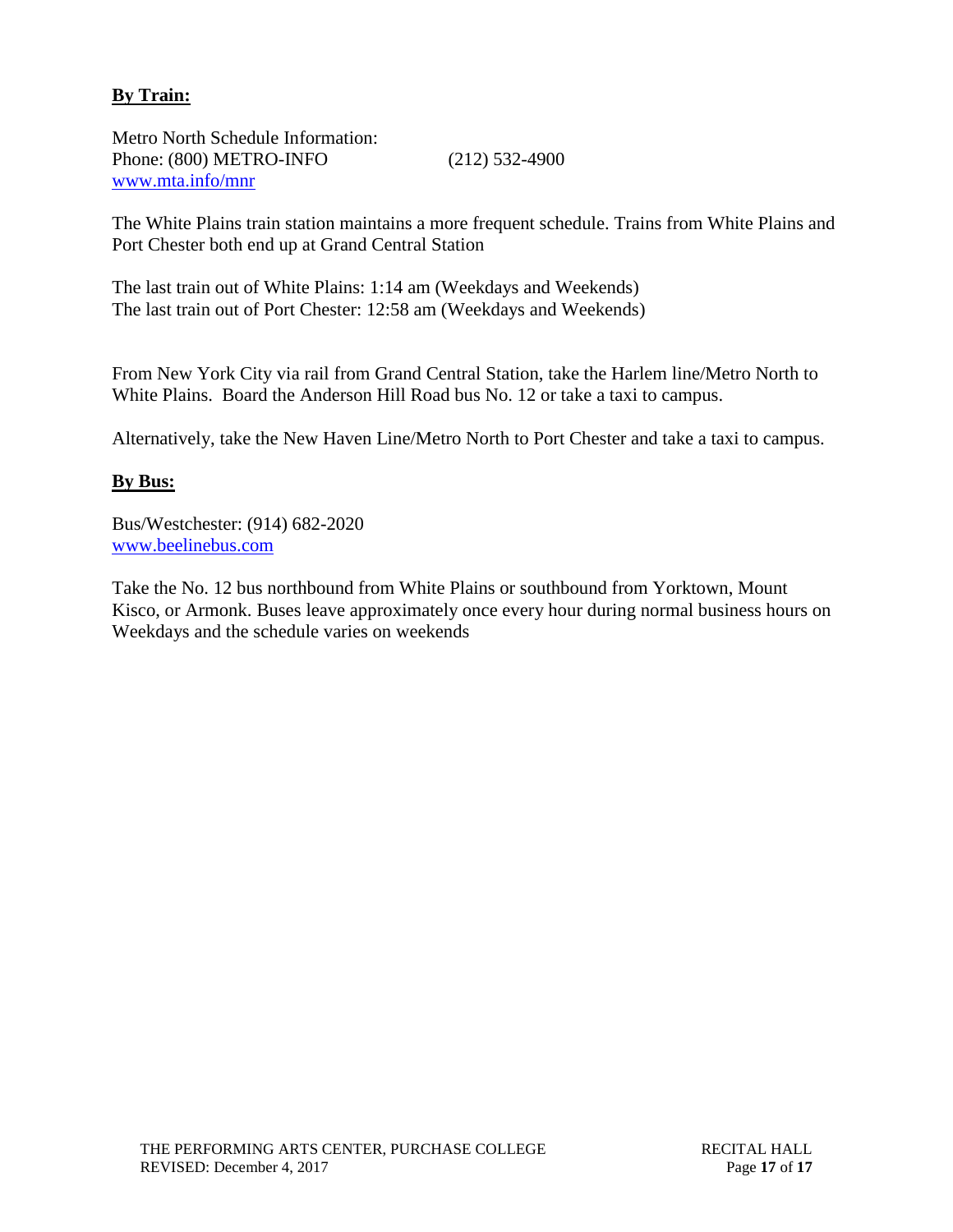**By Train:**

Metro North Schedule Information:
Phone: (800) METRO-INFO (212) 532-4900
www.mta.info/mnr

The White Plains train station maintains a more frequent schedule. Trains from White Plains and Port Chester both end up at Grand Central Station

The last train out of White Plains: 1:14 am (Weekdays and Weekends)
The last train out of Port Chester: 12:58 am (Weekdays and Weekends)

From New York City via rail from Grand Central Station, take the Harlem line/Metro North to White Plains. Board the Anderson Hill Road bus No. 12 or take a taxi to campus.

Alternatively, take the New Haven Line/Metro North to Port Chester and take a taxi to campus.

**By Bus:**

Bus/Westchester: (914) 682-2020
www.beelinebus.com

Take the No. 12 bus northbound from White Plains or southbound from Yorktown, Mount Kisco, or Armonk. Buses leave approximately once every hour during normal business hours on Weekdays and the schedule varies on weekends